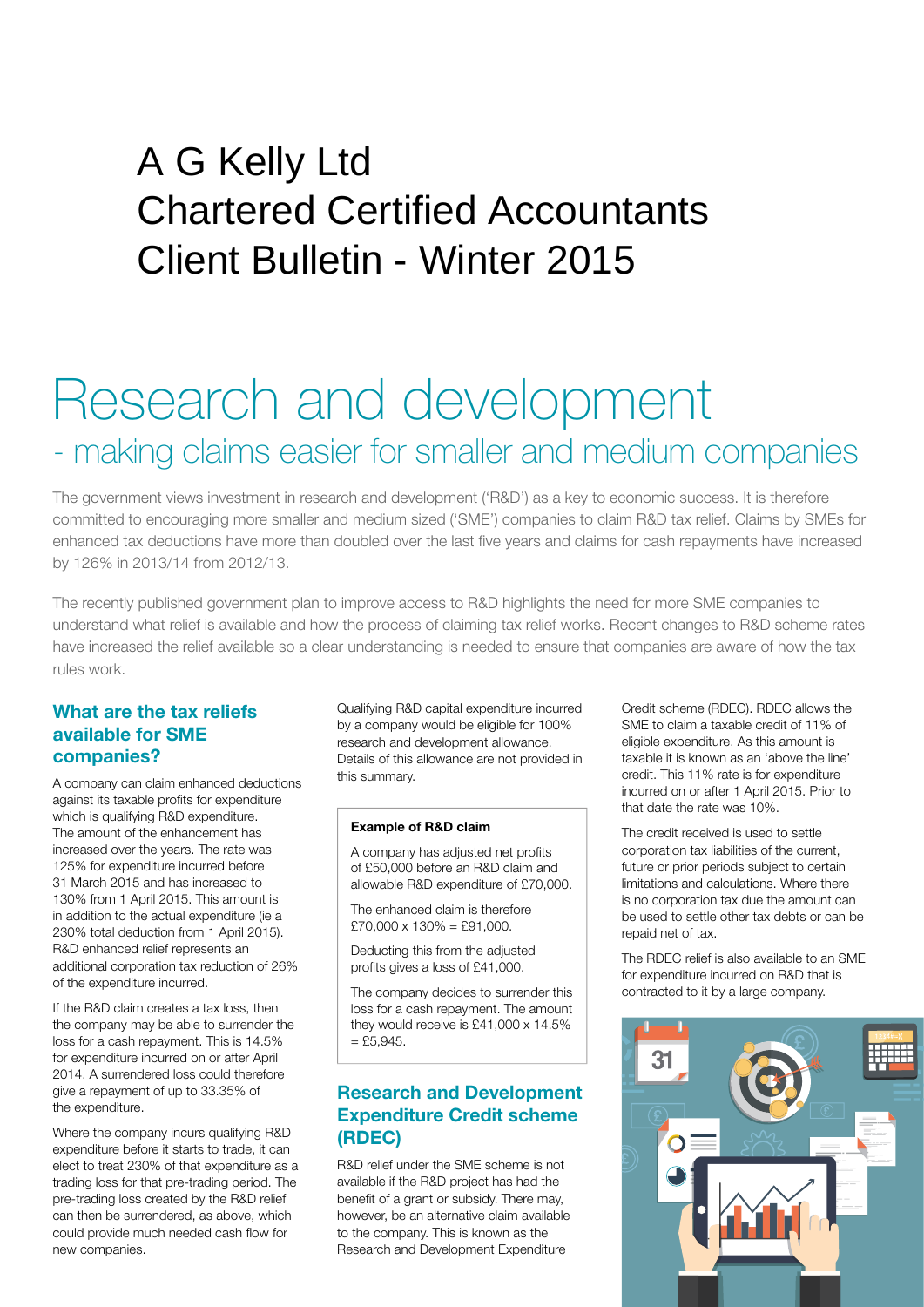# A G Kelly Ltd
# Chartered Certified Accountants
# Client Bulletin - Winter 2015

# Research and development

## - making claims easier for smaller and medium companies

The government views investment in research and development ('R&D') as a key to economic success. It is therefore committed to encouraging more smaller and medium sized ('SME') companies to claim R&D tax relief. Claims by SMEs for enhanced tax deductions have more than doubled over the last five years and claims for cash repayments have increased by 126% in 2013/14 from 2012/13.

The recently published government plan to improve access to R&D highlights the need for more SME companies to understand what relief is available and how the process of claiming tax relief works. Recent changes to R&D scheme rates have increased the relief available so a clear understanding is needed to ensure that companies are aware of how the tax rules work.

### What are the tax reliefs available for SME companies?

A company can claim enhanced deductions against its taxable profits for expenditure which is qualifying R&D expenditure. The amount of the enhancement has increased over the years. The rate was 125% for expenditure incurred before 31 March 2015 and has increased to 130% from 1 April 2015. This amount is in addition to the actual expenditure (ie a 230% total deduction from 1 April 2015). R&D enhanced relief represents an additional corporation tax reduction of 26% of the expenditure incurred.

If the R&D claim creates a tax loss, then the company may be able to surrender the loss for a cash repayment. This is 14.5% for expenditure incurred on or after April 2014. A surrendered loss could therefore give a repayment of up to 33.35% of the expenditure.

Where the company incurs qualifying R&D expenditure before it starts to trade, it can elect to treat 230% of that expenditure as a trading loss for that pre-trading period. The pre-trading loss created by the R&D relief can then be surrendered, as above, which could provide much needed cash flow for new companies.

Qualifying R&D capital expenditure incurred by a company would be eligible for 100% research and development allowance. Details of this allowance are not provided in this summary.

**Example of R&D claim**

A company has adjusted net profits of £50,000 before an R&D claim and allowable R&D expenditure of £70,000.

The enhanced claim is therefore £70,000 x 130% = £91,000.

Deducting this from the adjusted profits gives a loss of £41,000.

The company decides to surrender this loss for a cash repayment. The amount they would receive is £41,000 x 14.5% = £5,945.

### Research and Development Expenditure Credit scheme (RDEC)

R&D relief under the SME scheme is not available if the R&D project has had the benefit of a grant or subsidy. There may, however, be an alternative claim available to the company. This is known as the Research and Development Expenditure Credit scheme (RDEC). RDEC allows the SME to claim a taxable credit of 11% of eligible expenditure. As this amount is taxable it is known as an 'above the line' credit. This 11% rate is for expenditure incurred on or after 1 April 2015. Prior to that date the rate was 10%.

The credit received is used to settle corporation tax liabilities of the current, future or prior periods subject to certain limitations and calculations. Where there is no corporation tax due the amount can be used to settle other tax debts or can be repaid net of tax.

The RDEC relief is also available to an SME for expenditure incurred on R&D that is contracted to it by a large company.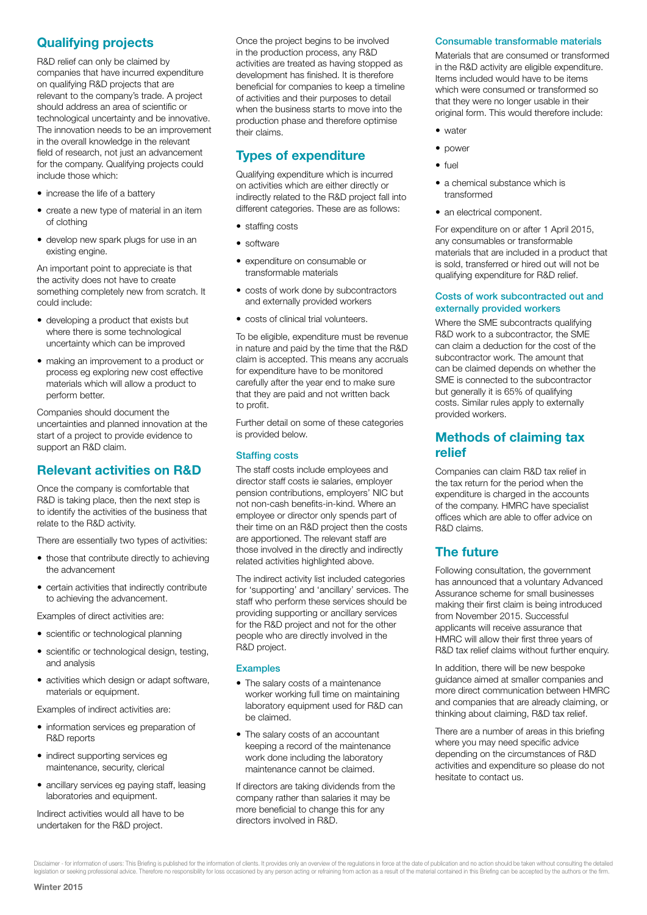## Qualifying projects

R&D relief can only be claimed by companies that have incurred expenditure on qualifying R&D projects that are relevant to the company's trade. A project should address an area of scientific or technological uncertainty and be innovative. The innovation needs to be an improvement in the overall knowledge in the relevant field of research, not just an advancement for the company. Qualifying projects could include those which:

- increase the life of a battery
- create a new type of material in an item of clothing
- develop new spark plugs for use in an existing engine.

An important point to appreciate is that the activity does not have to create something completely new from scratch. It could include:

- developing a product that exists but where there is some technological uncertainty which can be improved
- making an improvement to a product or process eg exploring new cost effective materials which will allow a product to perform better.

Companies should document the uncertainties and planned innovation at the start of a project to provide evidence to support an R&D claim.

## Relevant activities on R&D

Once the company is comfortable that R&D is taking place, then the next step is to identify the activities of the business that relate to the R&D activity.

There are essentially two types of activities:

- those that contribute directly to achieving the advancement
- certain activities that indirectly contribute to achieving the advancement.

Examples of direct activities are:

- scientific or technological planning
- scientific or technological design, testing, and analysis
- activities which design or adapt software, materials or equipment.

Examples of indirect activities are:

- information services eg preparation of R&D reports
- indirect supporting services eg maintenance, security, clerical
- ancillary services eg paying staff, leasing laboratories and equipment.

Indirect activities would all have to be undertaken for the R&D project.

Once the project begins to be involved in the production process, any R&D activities are treated as having stopped as development has finished. It is therefore beneficial for companies to keep a timeline of activities and their purposes to detail when the business starts to move into the production phase and therefore optimise their claims.

## Types of expenditure

Qualifying expenditure which is incurred on activities which are either directly or indirectly related to the R&D project fall into different categories. These are as follows:

- staffing costs
- software
- expenditure on consumable or transformable materials
- costs of work done by subcontractors and externally provided workers
- costs of clinical trial volunteers.

To be eligible, expenditure must be revenue in nature and paid by the time that the R&D claim is accepted. This means any accruals for expenditure have to be monitored carefully after the year end to make sure that they are paid and not written back to profit.

Further detail on some of these categories is provided below.

### Staffing costs

The staff costs include employees and director staff costs ie salaries, employer pension contributions, employers' NIC but not non-cash benefits-in-kind. Where an employee or director only spends part of their time on an R&D project then the costs are apportioned. The relevant staff are those involved in the directly and indirectly related activities highlighted above.

The indirect activity list included categories for 'supporting' and 'ancillary' services. The staff who perform these services should be providing supporting or ancillary services for the R&D project and not for the other people who are directly involved in the R&D project.

### Examples

- The salary costs of a maintenance worker working full time on maintaining laboratory equipment used for R&D can be claimed.
- The salary costs of an accountant keeping a record of the maintenance work done including the laboratory maintenance cannot be claimed.

If directors are taking dividends from the company rather than salaries it may be more beneficial to change this for any directors involved in R&D.

### Consumable transformable materials

Materials that are consumed or transformed in the R&D activity are eligible expenditure. Items included would have to be items which were consumed or transformed so that they were no longer usable in their original form. This would therefore include:

- water
- power
- fuel
- a chemical substance which is transformed
- an electrical component.

For expenditure on or after 1 April 2015, any consumables or transformable materials that are included in a product that is sold, transferred or hired out will not be qualifying expenditure for R&D relief.

### Costs of work subcontracted out and externally provided workers

Where the SME subcontracts qualifying R&D work to a subcontractor, the SME can claim a deduction for the cost of the subcontractor work. The amount that can be claimed depends on whether the SME is connected to the subcontractor but generally it is 65% of qualifying costs. Similar rules apply to externally provided workers.

## Methods of claiming tax relief

Companies can claim R&D tax relief in the tax return for the period when the expenditure is charged in the accounts of the company. HMRC have specialist offices which are able to offer advice on R&D claims.

## The future

Following consultation, the government has announced that a voluntary Advanced Assurance scheme for small businesses making their first claim is being introduced from November 2015. Successful applicants will receive assurance that HMRC will allow their first three years of R&D tax relief claims without further enquiry.

In addition, there will be new bespoke guidance aimed at smaller companies and more direct communication between HMRC and companies that are already claiming, or thinking about claiming, R&D tax relief.

There are a number of areas in this briefing where you may need specific advice depending on the circumstances of R&D activities and expenditure so please do not hesitate to contact us.

Disclaimer - for information of users: This Briefing is published for the information of clients. It provides only an overview of the regulations in force at the date of publication and no action should be taken without consulting the detailed legislation or seeking professional advice. Therefore no responsibility for loss occasioned by any person acting or refraining from action as a result of the material contained in this Briefing can be accepted by the authors or the firm.

Winter 2015